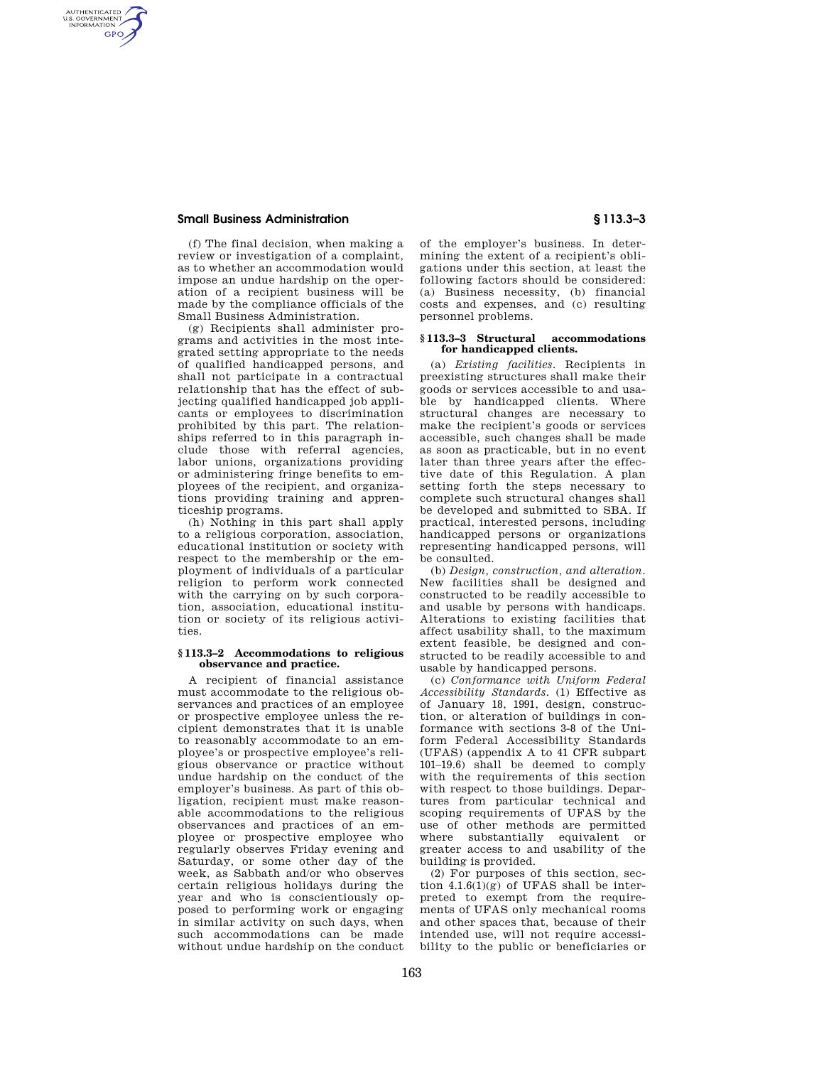(f) The final decision, when making a review or investigation of a complaint, as to whether an accommodation would impose an undue hardship on the operation of a recipient business will be made by the compliance officials of the Small Business Administration.

(g) Recipients shall administer programs and activities in the most integrated setting appropriate to the needs of qualified handicapped persons, and shall not participate in a contractual relationship that has the effect of subjecting qualified handicapped job applicants or employees to discrimination prohibited by this part. The relationships referred to in this paragraph include those with referral agencies, labor unions, organizations providing or administering fringe benefits to employees of the recipient, and organizations providing training and apprenticeship programs.

(h) Nothing in this part shall apply to a religious corporation, association, educational institution or society with respect to the membership or the employment of individuals of a particular religion to perform work connected with the carrying on by such corporation, association, educational institution or society of its religious activities.

### § 113.3–2 Accommodations to religious observance and practice.

A recipient of financial assistance must accommodate to the religious observances and practices of an employee or prospective employee unless the recipient demonstrates that it is unable to reasonably accommodate to an employee's or prospective employee's religious observance or practice without undue hardship on the conduct of the employer's business. As part of this obligation, recipient must make reasonable accommodations to the religious observances and practices of an employee or prospective employee who regularly observes Friday evening and Saturday, or some other day of the week, as Sabbath and/or who observes certain religious holidays during the year and who is conscientiously opposed to performing work or engaging in similar activity on such days, when such accommodations can be made without undue hardship on the conduct of the employer's business. In determining the extent of a recipient's obligations under this section, at least the following factors should be considered: (a) Business necessity, (b) financial costs and expenses, and (c) resulting personnel problems.

### § 113.3–3 Structural accommodations for handicapped clients.

(a) *Existing facilities.* Recipients in preexisting structures shall make their goods or services accessible to and usable by handicapped clients. Where structural changes are necessary to make the recipient's goods or services accessible, such changes shall be made as soon as practicable, but in no event later than three years after the effective date of this Regulation. A plan setting forth the steps necessary to complete such structural changes shall be developed and submitted to SBA. If practical, interested persons, including handicapped persons or organizations representing handicapped persons, will be consulted.

(b) *Design, construction, and alteration.* New facilities shall be designed and constructed to be readily accessible to and usable by persons with handicaps. Alterations to existing facilities that affect usability shall, to the maximum extent feasible, be designed and constructed to be readily accessible to and usable by handicapped persons.

(c) *Conformance with Uniform Federal Accessibility Standards.* (1) Effective as of January 18, 1991, design, construction, or alteration of buildings in conformance with sections 3-8 of the Uniform Federal Accessibility Standards (UFAS) (appendix A to 41 CFR subpart 101–19.6) shall be deemed to comply with the requirements of this section with respect to those buildings. Departures from particular technical and scoping requirements of UFAS by the use of other methods are permitted where substantially equivalent or greater access to and usability of the building is provided.

(2) For purposes of this section, section 4.1.6(1)(g) of UFAS shall be interpreted to exempt from the requirements of UFAS only mechanical rooms and other spaces that, because of their intended use, will not require accessibility to the public or beneficiaries or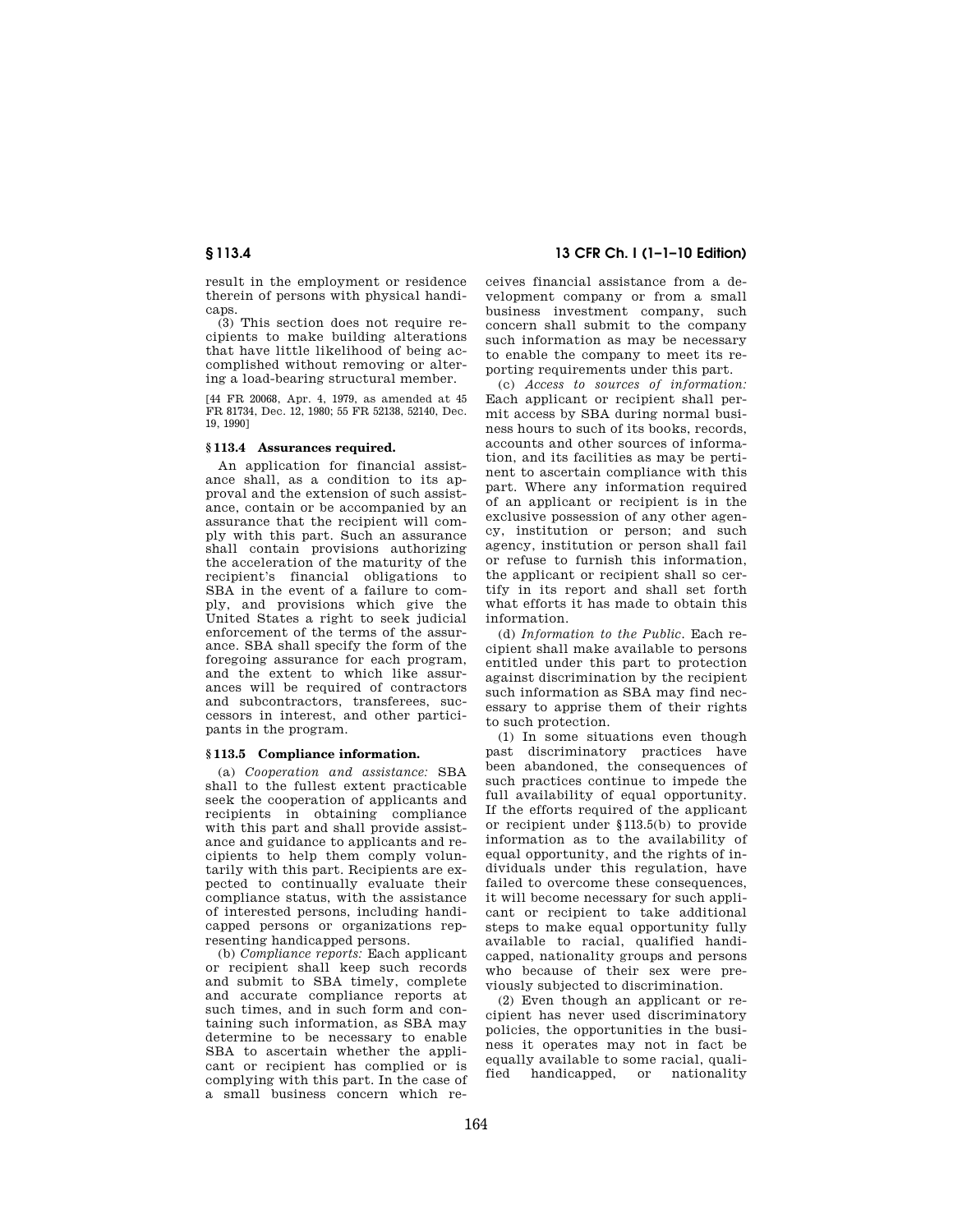result in the employment or residence therein of persons with physical handicaps.

(3) This section does not require recipients to make building alterations that have little likelihood of being accomplished without removing or altering a load-bearing structural member.

[44 FR 20068, Apr. 4, 1979, as amended at 45 FR 81734, Dec. 12, 1980; 55 FR 52138, 52140, Dec. 19, 1990]

### § 113.4 Assurances required.

An application for financial assistance shall, as a condition to its approval and the extension of such assistance, contain or be accompanied by an assurance that the recipient will comply with this part. Such an assurance shall contain provisions authorizing the acceleration of the maturity of the recipient's financial obligations to SBA in the event of a failure to comply, and provisions which give the United States a right to seek judicial enforcement of the terms of the assurance. SBA shall specify the form of the foregoing assurance for each program, and the extent to which like assurances will be required of contractors and subcontractors, transferees, successors in interest, and other participants in the program.

### § 113.5 Compliance information.

(a) *Cooperation and assistance:* SBA shall to the fullest extent practicable seek the cooperation of applicants and recipients in obtaining compliance with this part and shall provide assistance and guidance to applicants and recipients to help them comply voluntarily with this part. Recipients are expected to continually evaluate their compliance status, with the assistance of interested persons, including handicapped persons or organizations representing handicapped persons.

(b) *Compliance reports:* Each applicant or recipient shall keep such records and submit to SBA timely, complete and accurate compliance reports at such times, and in such form and containing such information, as SBA may determine to be necessary to enable SBA to ascertain whether the applicant or recipient has complied or is complying with this part. In the case of a small business concern which receives financial assistance from a development company or from a small business investment company, such concern shall submit to the company such information as may be necessary to enable the company to meet its reporting requirements under this part.

(c) *Access to sources of information:* Each applicant or recipient shall permit access by SBA during normal business hours to such of its books, records, accounts and other sources of information, and its facilities as may be pertinent to ascertain compliance with this part. Where any information required of an applicant or recipient is in the exclusive possession of any other agency, institution or person; and such agency, institution or person shall fail or refuse to furnish this information, the applicant or recipient shall so certify in its report and shall set forth what efforts it has made to obtain this information.

(d) *Information to the Public.* Each recipient shall make available to persons entitled under this part to protection against discrimination by the recipient such information as SBA may find necessary to apprise them of their rights to such protection.

(1) In some situations even though past discriminatory practices have been abandoned, the consequences of such practices continue to impede the full availability of equal opportunity. If the efforts required of the applicant or recipient under §113.5(b) to provide information as to the availability of equal opportunity, and the rights of individuals under this regulation, have failed to overcome these consequences, it will become necessary for such applicant or recipient to take additional steps to make equal opportunity fully available to racial, qualified handicapped, nationality groups and persons who because of their sex were previously subjected to discrimination.

(2) Even though an applicant or recipient has never used discriminatory policies, the opportunities in the business it operates may not in fact be equally available to some racial, qualified handicapped, or nationality